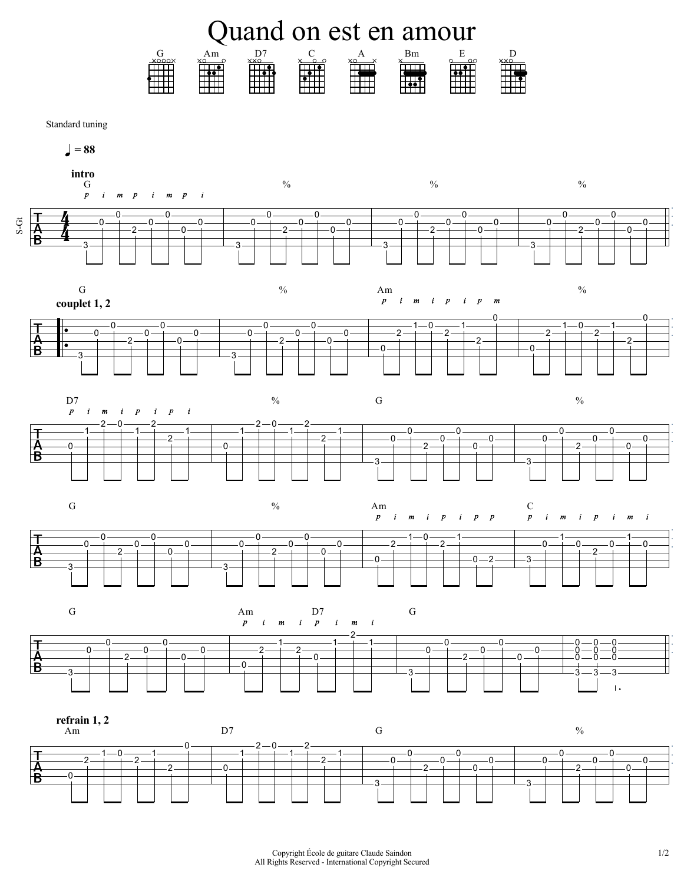# Quand on est en amour

G Am D7 C A Bm E D

Standard tuning

♩ = 88

**intro**

G % % %

p i m p i m p i

**couplet 1, 2**

G % Am %

p i m i p i p m

D7 % G %

p i m i p i p i

G % Am C

p i m i p i p p p i m i p i m i

G Am D7 G

p i m i p i m i

**refrain 1, 2**

Am D7 G %

Copyright École de guitare Claude Saindon
All Rights Reserved - International Copyright Secured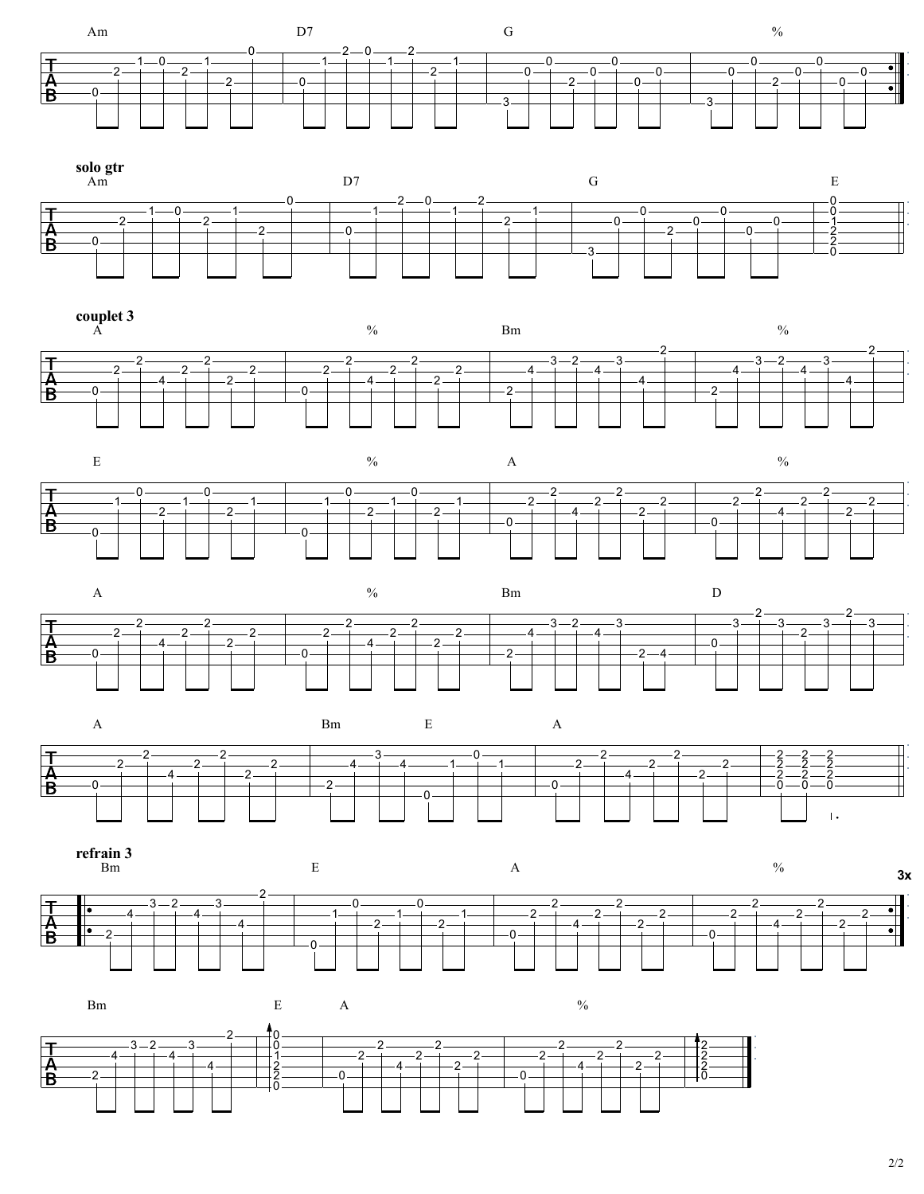Am D7 G %

**solo gtr**

Am D7 G E

**couplet 3**

A % Bm %

E % A %

A % Bm D

A Bm E A

**refrain 3**

Bm E A %

3x

Bm E A %